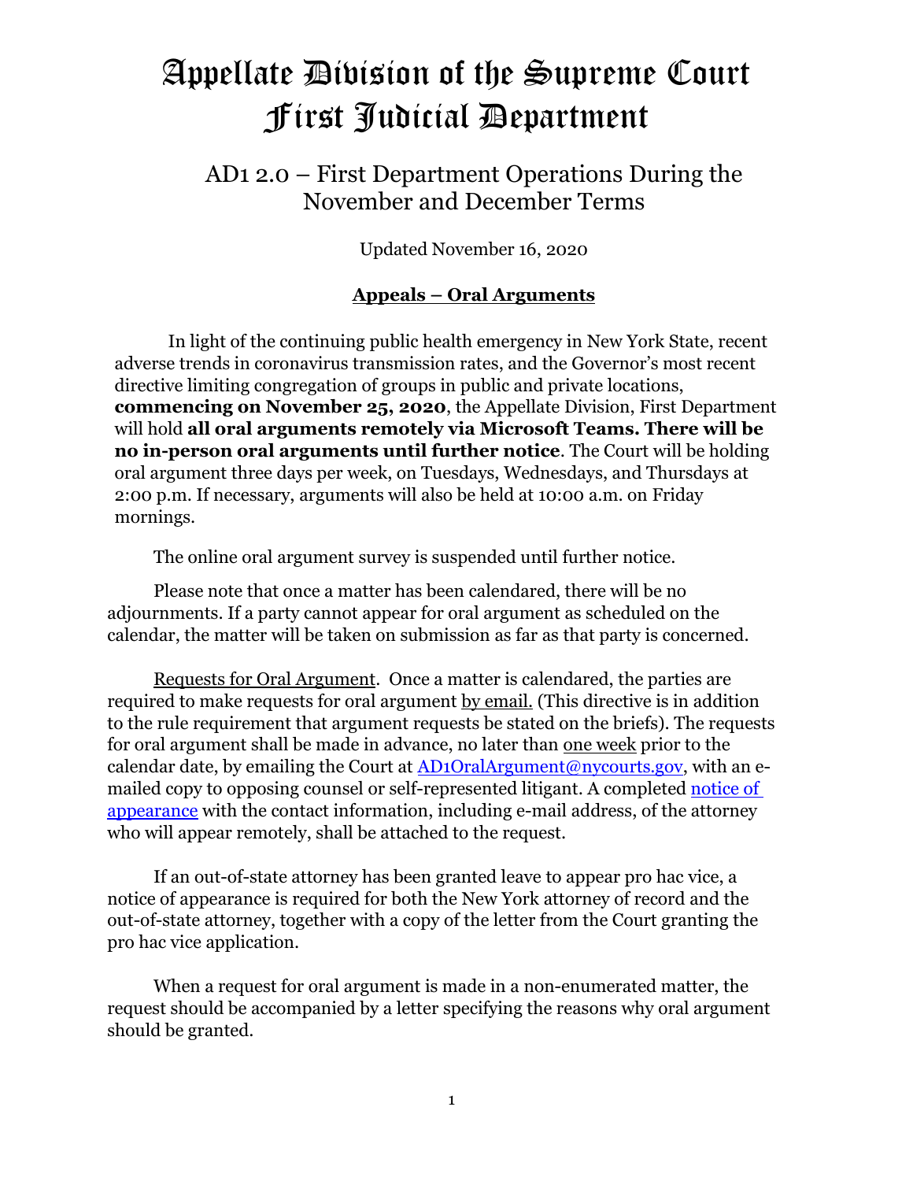# Appellate Division of the Supreme Court First Judicial Department

## AD1 2.0 – First Department Operations During the November and December Terms

Updated November 16, 2020

### Appeals – Oral Arguments

In light of the continuing public health emergency in New York State, recent adverse trends in coronavirus transmission rates, and the Governor's most recent directive limiting congregation of groups in public and private locations, **commencing on November 25, 2020**, the Appellate Division, First Department will hold **all oral arguments remotely via Microsoft Teams. There will be no in-person oral arguments until further notice**. The Court will be holding oral argument three days per week, on Tuesdays, Wednesdays, and Thursdays at 2:00 p.m. If necessary, arguments will also be held at 10:00 a.m. on Friday mornings.

The online oral argument survey is suspended until further notice.

Please note that once a matter has been calendared, there will be no adjournments. If a party cannot appear for oral argument as scheduled on the calendar, the matter will be taken on submission as far as that party is concerned.

Requests for Oral Argument. Once a matter is calendared, the parties are required to make requests for oral argument by email. (This directive is in addition to the rule requirement that argument requests be stated on the briefs). The requests for oral argument shall be made in advance, no later than one week prior to the calendar date, by emailing the Court at AD1OralArgument@nycourts.gov, with an e-mailed copy to opposing counsel or self-represented litigant. A completed notice of appearance with the contact information, including e-mail address, of the attorney who will appear remotely, shall be attached to the request.

If an out-of-state attorney has been granted leave to appear pro hac vice, a notice of appearance is required for both the New York attorney of record and the out-of-state attorney, together with a copy of the letter from the Court granting the pro hac vice application.

When a request for oral argument is made in a non-enumerated matter, the request should be accompanied by a letter specifying the reasons why oral argument should be granted.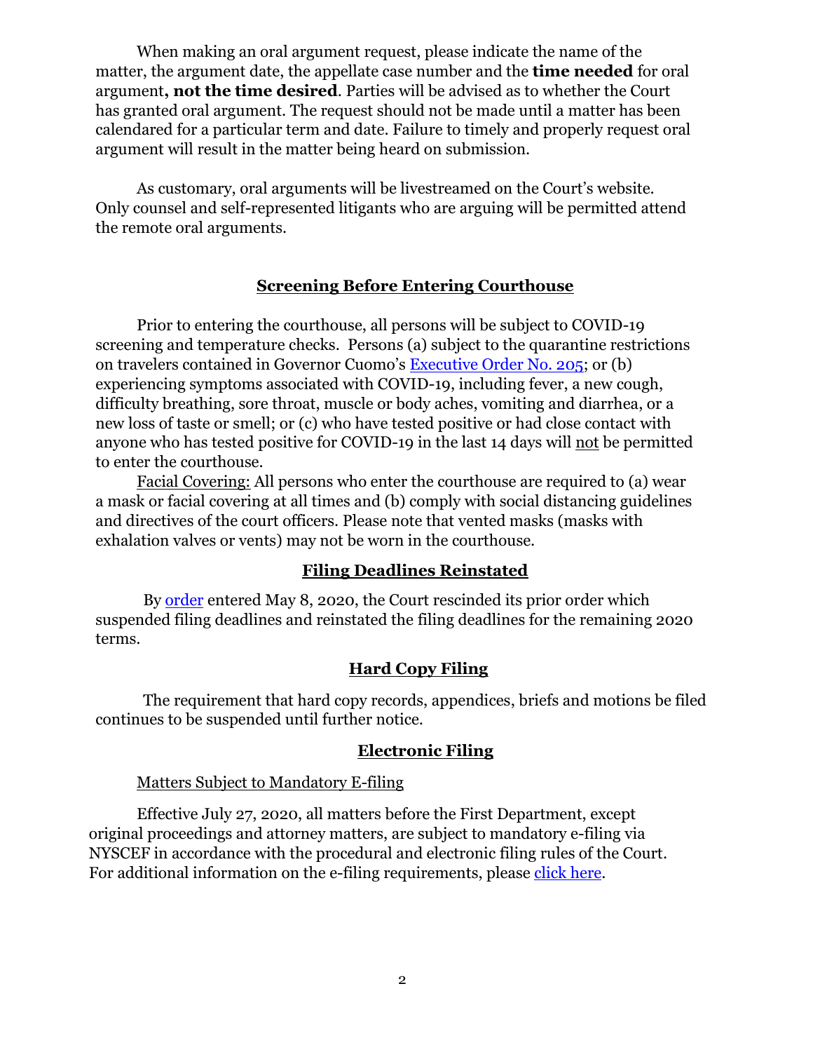When making an oral argument request, please indicate the name of the matter, the argument date, the appellate case number and the **time needed** for oral argument**, not the time desired**. Parties will be advised as to whether the Court has granted oral argument. The request should not be made until a matter has been calendared for a particular term and date. Failure to timely and properly request oral argument will result in the matter being heard on submission.

As customary, oral arguments will be livestreamed on the Court's website. Only counsel and self-represented litigants who are arguing will be permitted attend the remote oral arguments.

## Screening Before Entering Courthouse

Prior to entering the courthouse, all persons will be subject to COVID-19 screening and temperature checks. Persons (a) subject to the quarantine restrictions on travelers contained in Governor Cuomo's Executive Order No. 205; or (b) experiencing symptoms associated with COVID-19, including fever, a new cough, difficulty breathing, sore throat, muscle or body aches, vomiting and diarrhea, or a new loss of taste or smell; or (c) who have tested positive or had close contact with anyone who has tested positive for COVID-19 in the last 14 days will not be permitted to enter the courthouse.

Facial Covering: All persons who enter the courthouse are required to (a) wear a mask or facial covering at all times and (b) comply with social distancing guidelines and directives of the court officers. Please note that vented masks (masks with exhalation valves or vents) may not be worn in the courthouse.

## Filing Deadlines Reinstated

By order entered May 8, 2020, the Court rescinded its prior order which suspended filing deadlines and reinstated the filing deadlines for the remaining 2020 terms.

## Hard Copy Filing

The requirement that hard copy records, appendices, briefs and motions be filed continues to be suspended until further notice.

## Electronic Filing

Matters Subject to Mandatory E-filing

Effective July 27, 2020, all matters before the First Department, except original proceedings and attorney matters, are subject to mandatory e-filing via NYSCEF in accordance with the procedural and electronic filing rules of the Court. For additional information on the e-filing requirements, please click here.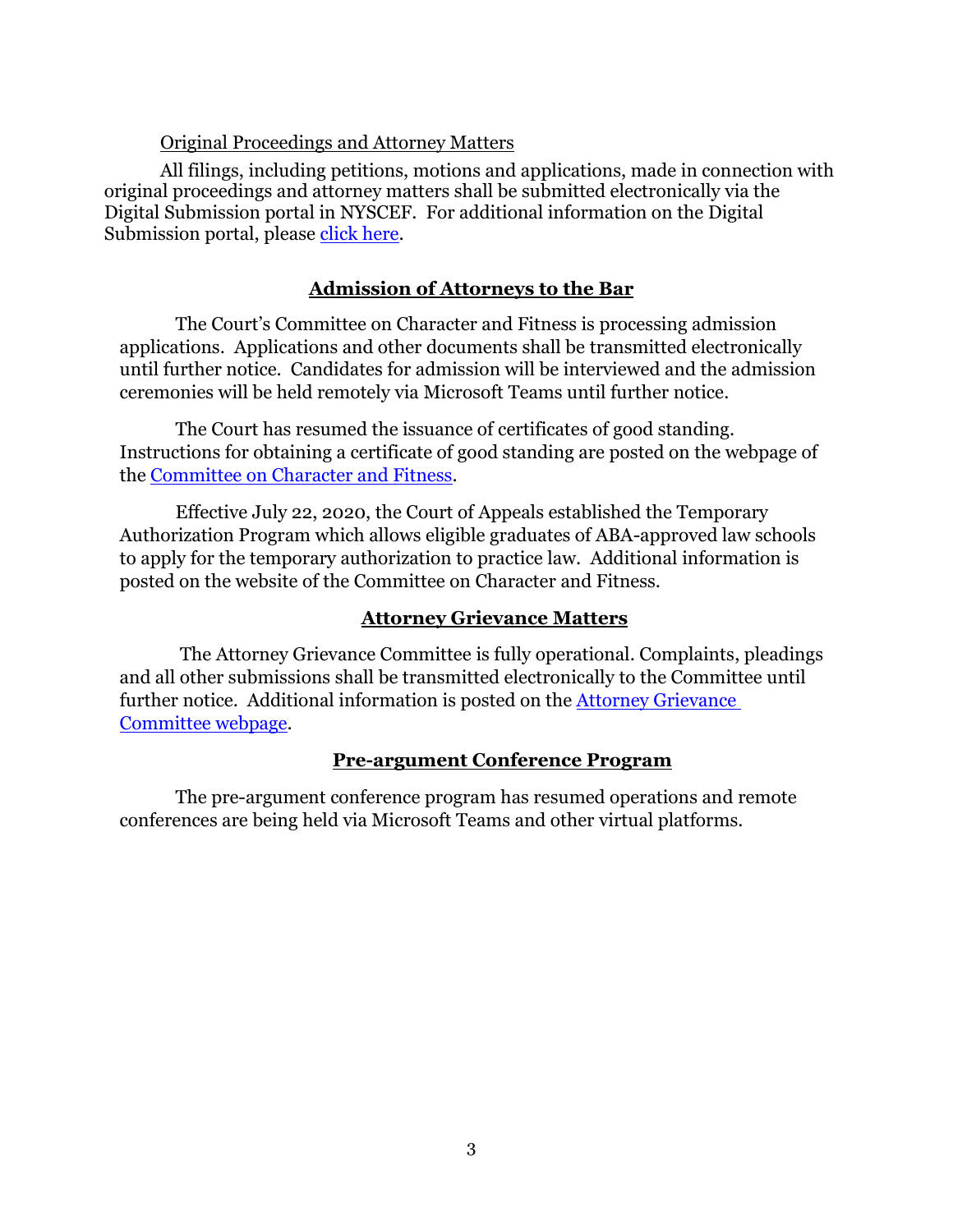Original Proceedings and Attorney Matters

All filings, including petitions, motions and applications, made in connection with original proceedings and attorney matters shall be submitted electronically via the Digital Submission portal in NYSCEF. For additional information on the Digital Submission portal, please click here.

## Admission of Attorneys to the Bar

The Court's Committee on Character and Fitness is processing admission applications. Applications and other documents shall be transmitted electronically until further notice. Candidates for admission will be interviewed and the admission ceremonies will be held remotely via Microsoft Teams until further notice.

The Court has resumed the issuance of certificates of good standing. Instructions for obtaining a certificate of good standing are posted on the webpage of the Committee on Character and Fitness.

Effective July 22, 2020, the Court of Appeals established the Temporary Authorization Program which allows eligible graduates of ABA-approved law schools to apply for the temporary authorization to practice law. Additional information is posted on the website of the Committee on Character and Fitness.

## Attorney Grievance Matters

The Attorney Grievance Committee is fully operational. Complaints, pleadings and all other submissions shall be transmitted electronically to the Committee until further notice. Additional information is posted on the Attorney Grievance Committee webpage.

## Pre-argument Conference Program

The pre-argument conference program has resumed operations and remote conferences are being held via Microsoft Teams and other virtual platforms.